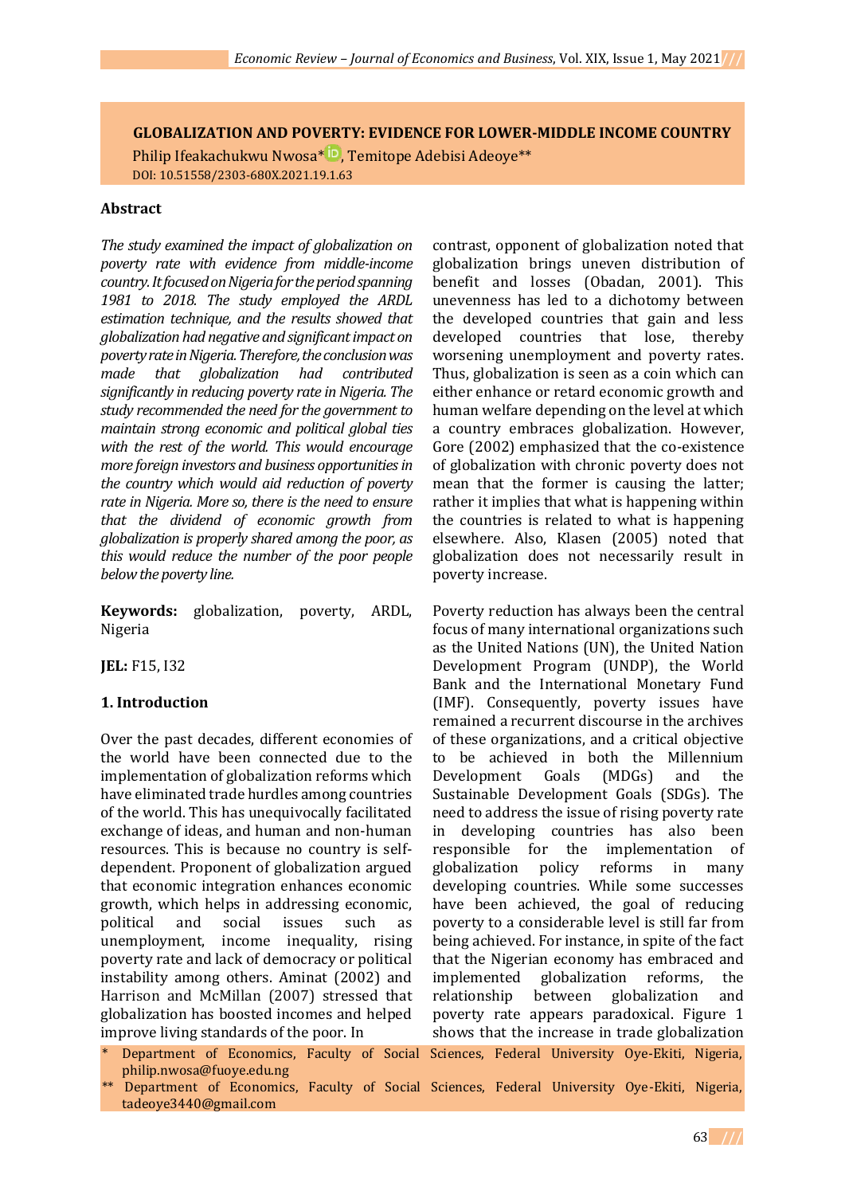# GLOBALIZATION AND POVERTY: EVIDENCE FOR LOWER-MIDDLE INCOME COUNTRY

Philip Ifeakachukwu Nwosa*, Temitope Adebisi Adeoye**

DOI: 10.51558/2303-680X.2021.19.1.63

## Abstract

*The study examined the impact of globalization on poverty rate with evidence from middle-income country. It focused on Nigeria for the period spanning 1981 to 2018. The study employed the ARDL estimation technique, and the results showed that globalization had negative and significant impact on poverty rate in Nigeria. Therefore, the conclusion was made that globalization had contributed significantly in reducing poverty rate in Nigeria. The study recommended the need for the government to maintain strong economic and political global ties with the rest of the world. This would encourage more foreign investors and business opportunities in the country which would aid reduction of poverty rate in Nigeria. More so, there is the need to ensure that the dividend of economic growth from globalization is properly shared among the poor, as this would reduce the number of the poor people below the poverty line.*

**Keywords:** globalization, poverty, ARDL, Nigeria

**JEL:** F15, I32

## 1. Introduction

Over the past decades, different economies of the world have been connected due to the implementation of globalization reforms which have eliminated trade hurdles among countries of the world. This has unequivocally facilitated exchange of ideas, and human and non-human resources. This is because no country is self-dependent. Proponent of globalization argued that economic integration enhances economic growth, which helps in addressing economic, political and social issues such as unemployment, income inequality, rising poverty rate and lack of democracy or political instability among others. Aminat (2002) and Harrison and McMillan (2007) stressed that globalization has boosted incomes and helped improve living standards of the poor. In contrast, opponent of globalization noted that globalization brings uneven distribution of benefit and losses (Obadan, 2001). This unevenness has led to a dichotomy between the developed countries that gain and less developed countries that lose, thereby worsening unemployment and poverty rates. Thus, globalization is seen as a coin which can either enhance or retard economic growth and human welfare depending on the level at which a country embraces globalization. However, Gore (2002) emphasized that the co-existence of globalization with chronic poverty does not mean that the former is causing the latter; rather it implies that what is happening within the countries is related to what is happening elsewhere. Also, Klasen (2005) noted that globalization does not necessarily result in poverty increase.

Poverty reduction has always been the central focus of many international organizations such as the United Nations (UN), the United Nation Development Program (UNDP), the World Bank and the International Monetary Fund (IMF). Consequently, poverty issues have remained a recurrent discourse in the archives of these organizations, and a critical objective to be achieved in both the Millennium Development Goals (MDGs) and the Sustainable Development Goals (SDGs). The need to address the issue of rising poverty rate in developing countries has also been responsible for the implementation of globalization policy reforms in many developing countries. While some successes have been achieved, the goal of reducing poverty to a considerable level is still far from being achieved. For instance, in spite of the fact that the Nigerian economy has embraced and implemented globalization reforms, the relationship between globalization and poverty rate appears paradoxical. Figure 1 shows that the increase in trade globalization

\* Department of Economics, Faculty of Social Sciences, Federal University Oye-Ekiti, Nigeria, philip.nwosa@fuoye.edu.ng

\*\* Department of Economics, Faculty of Social Sciences, Federal University Oye-Ekiti, Nigeria, tadeoye3440@gmail.com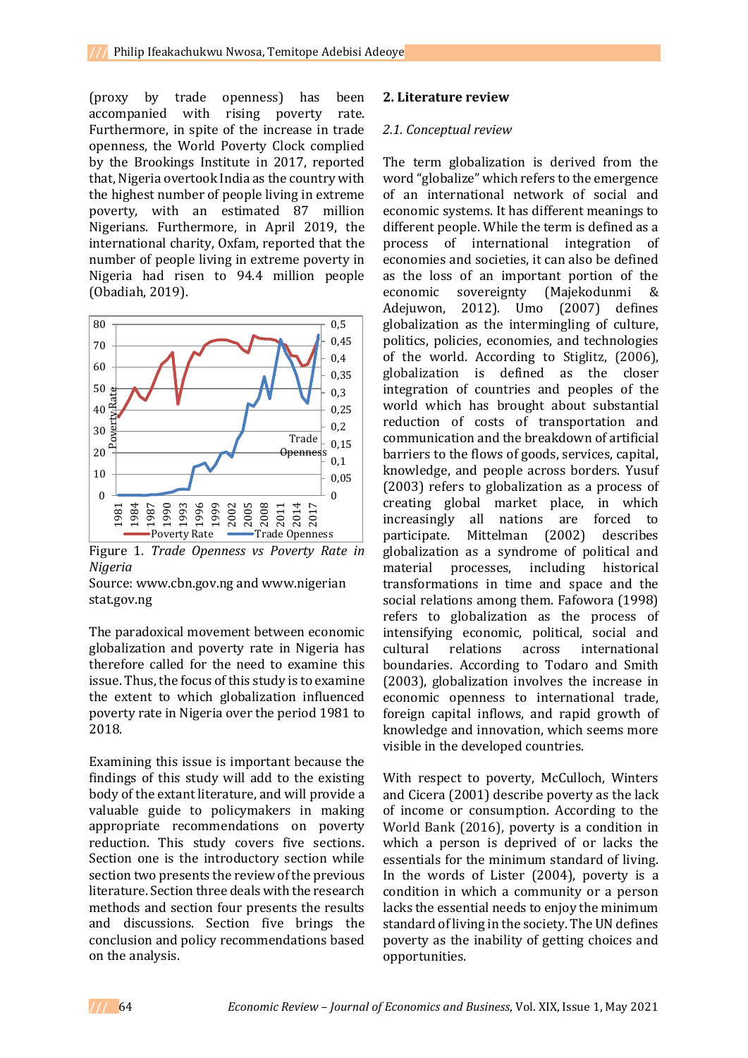(proxy by trade openness) has been accompanied with rising poverty rate. Furthermore, in spite of the increase in trade openness, the World Poverty Clock complied by the Brookings Institute in 2017, reported that, Nigeria overtook India as the country with the highest number of people living in extreme poverty, with an estimated 87 million Nigerians. Furthermore, in April 2019, the international charity, Oxfam, reported that the number of people living in extreme poverty in Nigeria had risen to 94.4 million people (Obadiah, 2019).

Figure 1. *Trade Openness vs Poverty Rate in Nigeria*

Source: www.cbn.gov.ng and www.nigerianstat.gov.ng

The paradoxical movement between economic globalization and poverty rate in Nigeria has therefore called for the need to examine this issue. Thus, the focus of this study is to examine the extent to which globalization influenced poverty rate in Nigeria over the period 1981 to 2018.

Examining this issue is important because the findings of this study will add to the existing body of the extant literature, and will provide a valuable guide to policymakers in making appropriate recommendations on poverty reduction. This study covers five sections. Section one is the introductory section while section two presents the review of the previous literature. Section three deals with the research methods and section four presents the results and discussions. Section five brings the conclusion and policy recommendations based on the analysis.

## 2. Literature review

### *2.1. Conceptual review*

The term globalization is derived from the word "globalize" which refers to the emergence of an international network of social and economic systems. It has different meanings to different people. While the term is defined as a process of international integration of economies and societies, it can also be defined as the loss of an important portion of the economic sovereignty (Majekodunmi & Adejuwon, 2012). Umo (2007) defines globalization as the intermingling of culture, politics, policies, economies, and technologies of the world. According to Stiglitz, (2006), globalization is defined as the closer integration of countries and peoples of the world which has brought about substantial reduction of costs of transportation and communication and the breakdown of artificial barriers to the flows of goods, services, capital, knowledge, and people across borders. Yusuf (2003) refers to globalization as a process of creating global market place, in which increasingly all nations are forced to participate. Mittelman (2002) describes globalization as a syndrome of political and material processes, including historical transformations in time and space and the social relations among them. Fafowora (1998) refers to globalization as the process of intensifying economic, political, social and cultural relations across international boundaries. According to Todaro and Smith (2003), globalization involves the increase in economic openness to international trade, foreign capital inflows, and rapid growth of knowledge and innovation, which seems more visible in the developed countries.

With respect to poverty, McCulloch, Winters and Cicera (2001) describe poverty as the lack of income or consumption. According to the World Bank (2016), poverty is a condition in which a person is deprived of or lacks the essentials for the minimum standard of living. In the words of Lister (2004), poverty is a condition in which a community or a person lacks the essential needs to enjoy the minimum standard of living in the society. The UN defines poverty as the inability of getting choices and opportunities.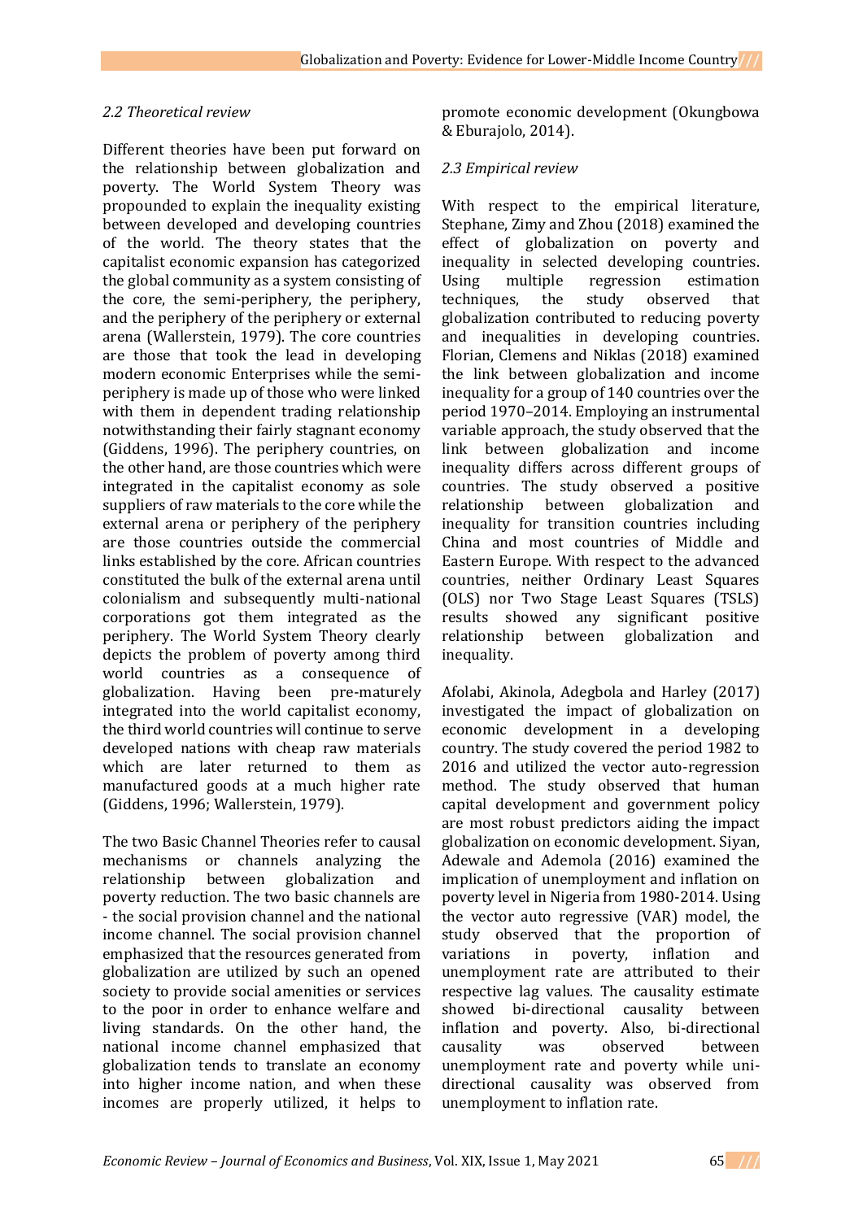### *2.2 Theoretical review*

Different theories have been put forward on the relationship between globalization and poverty. The World System Theory was propounded to explain the inequality existing between developed and developing countries of the world. The theory states that the capitalist economic expansion has categorized the global community as a system consisting of the core, the semi-periphery, the periphery, and the periphery of the periphery or external arena (Wallerstein, 1979). The core countries are those that took the lead in developing modern economic Enterprises while the semi-periphery is made up of those who were linked with them in dependent trading relationship notwithstanding their fairly stagnant economy (Giddens, 1996). The periphery countries, on the other hand, are those countries which were integrated in the capitalist economy as sole suppliers of raw materials to the core while the external arena or periphery of the periphery are those countries outside the commercial links established by the core. African countries constituted the bulk of the external arena until colonialism and subsequently multi-national corporations got them integrated as the periphery. The World System Theory clearly depicts the problem of poverty among third world countries as a consequence of globalization. Having been pre-maturely integrated into the world capitalist economy, the third world countries will continue to serve developed nations with cheap raw materials which are later returned to them as manufactured goods at a much higher rate (Giddens, 1996; Wallerstein, 1979).

The two Basic Channel Theories refer to causal mechanisms or channels analyzing the relationship between globalization and poverty reduction. The two basic channels are - the social provision channel and the national income channel. The social provision channel emphasized that the resources generated from globalization are utilized by such an opened society to provide social amenities or services to the poor in order to enhance welfare and living standards. On the other hand, the national income channel emphasized that globalization tends to translate an economy into higher income nation, and when these incomes are properly utilized, it helps to promote economic development (Okungbowa & Eburajolo, 2014).

### *2.3 Empirical review*

With respect to the empirical literature, Stephane, Zimy and Zhou (2018) examined the effect of globalization on poverty and inequality in selected developing countries. Using multiple regression estimation techniques, the study observed that globalization contributed to reducing poverty and inequalities in developing countries. Florian, Clemens and Niklas (2018) examined the link between globalization and income inequality for a group of 140 countries over the period 1970–2014. Employing an instrumental variable approach, the study observed that the link between globalization and income inequality differs across different groups of countries. The study observed a positive relationship between globalization and inequality for transition countries including China and most countries of Middle and Eastern Europe. With respect to the advanced countries, neither Ordinary Least Squares (OLS) nor Two Stage Least Squares (TSLS) results showed any significant positive relationship between globalization and inequality.

Afolabi, Akinola, Adegbola and Harley (2017) investigated the impact of globalization on economic development in a developing country. The study covered the period 1982 to 2016 and utilized the vector auto-regression method. The study observed that human capital development and government policy are most robust predictors aiding the impact globalization on economic development. Siyan, Adewale and Ademola (2016) examined the implication of unemployment and inflation on poverty level in Nigeria from 1980-2014. Using the vector auto regressive (VAR) model, the study observed that the proportion of variations in poverty, inflation and unemployment rate are attributed to their respective lag values. The causality estimate showed bi-directional causality between inflation and poverty. Also, bi-directional causality was observed between unemployment rate and poverty while uni-directional causality was observed from unemployment to inflation rate.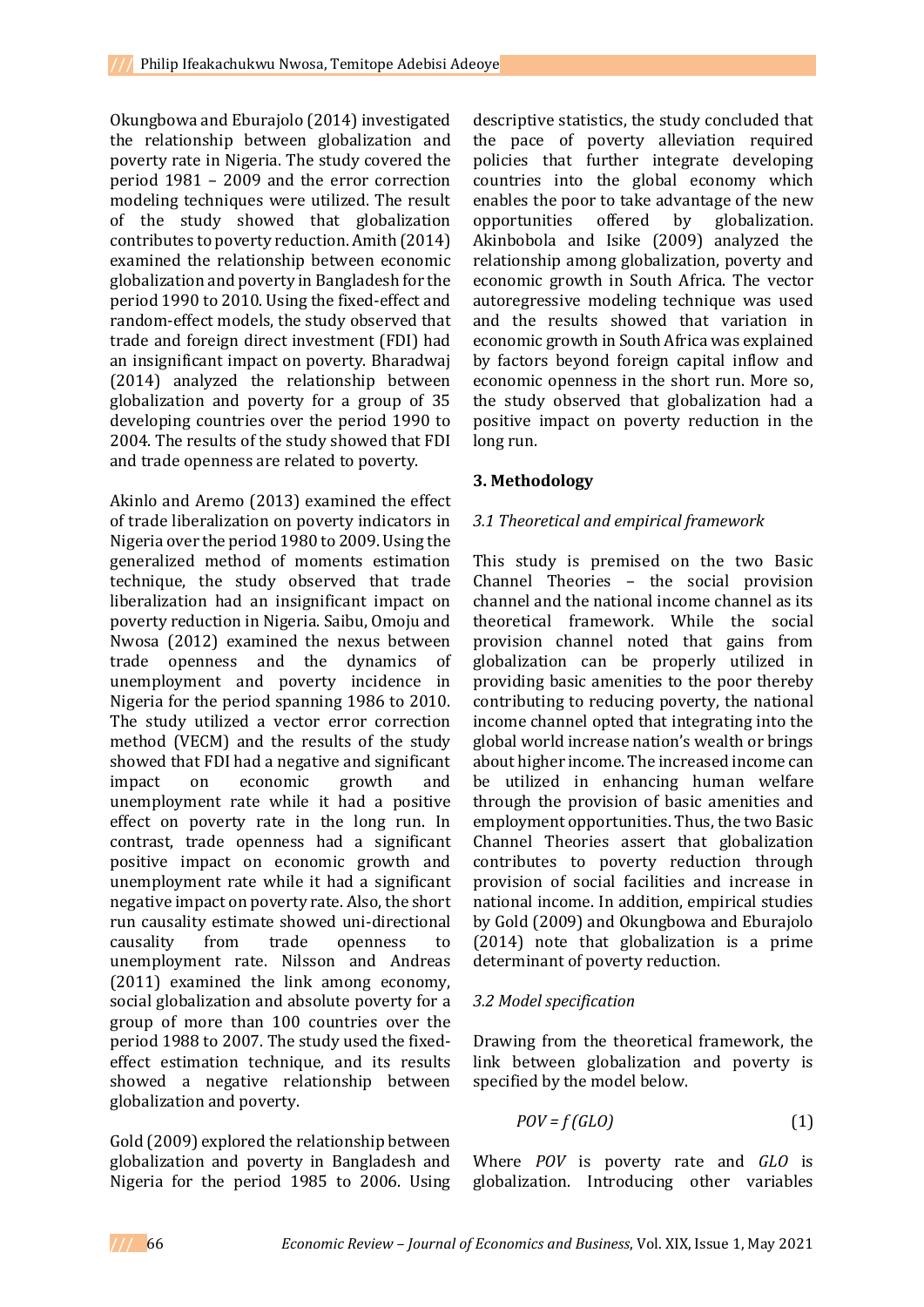Okungbowa and Eburajolo (2014) investigated the relationship between globalization and poverty rate in Nigeria. The study covered the period 1981 – 2009 and the error correction modeling techniques were utilized. The result of the study showed that globalization contributes to poverty reduction. Amith (2014) examined the relationship between economic globalization and poverty in Bangladesh for the period 1990 to 2010. Using the fixed-effect and random-effect models, the study observed that trade and foreign direct investment (FDI) had an insignificant impact on poverty. Bharadwaj (2014) analyzed the relationship between globalization and poverty for a group of 35 developing countries over the period 1990 to 2004. The results of the study showed that FDI and trade openness are related to poverty.

Akinlo and Aremo (2013) examined the effect of trade liberalization on poverty indicators in Nigeria over the period 1980 to 2009. Using the generalized method of moments estimation technique, the study observed that trade liberalization had an insignificant impact on poverty reduction in Nigeria. Saibu, Omoju and Nwosa (2012) examined the nexus between trade openness and the dynamics of unemployment and poverty incidence in Nigeria for the period spanning 1986 to 2010. The study utilized a vector error correction method (VECM) and the results of the study showed that FDI had a negative and significant impact on economic growth and unemployment rate while it had a positive effect on poverty rate in the long run. In contrast, trade openness had a significant positive impact on economic growth and unemployment rate while it had a significant negative impact on poverty rate. Also, the short run causality estimate showed uni-directional causality from trade openness to unemployment rate. Nilsson and Andreas (2011) examined the link among economy, social globalization and absolute poverty for a group of more than 100 countries over the period 1988 to 2007. The study used the fixed-effect estimation technique, and its results showed a negative relationship between globalization and poverty.

Gold (2009) explored the relationship between globalization and poverty in Bangladesh and Nigeria for the period 1985 to 2006. Using descriptive statistics, the study concluded that the pace of poverty alleviation required policies that further integrate developing countries into the global economy which enables the poor to take advantage of the new opportunities offered by globalization. Akinbobola and Isike (2009) analyzed the relationship among globalization, poverty and economic growth in South Africa. The vector autoregressive modeling technique was used and the results showed that variation in economic growth in South Africa was explained by factors beyond foreign capital inflow and economic openness in the short run. More so, the study observed that globalization had a positive impact on poverty reduction in the long run.

## 3. Methodology

### *3.1 Theoretical and empirical framework*

This study is premised on the two Basic Channel Theories – the social provision channel and the national income channel as its theoretical framework. While the social provision channel noted that gains from globalization can be properly utilized in providing basic amenities to the poor thereby contributing to reducing poverty, the national income channel opted that integrating into the global world increase nation's wealth or brings about higher income. The increased income can be utilized in enhancing human welfare through the provision of basic amenities and employment opportunities. Thus, the two Basic Channel Theories assert that globalization contributes to poverty reduction through provision of social facilities and increase in national income. In addition, empirical studies by Gold (2009) and Okungbowa and Eburajolo (2014) note that globalization is a prime determinant of poverty reduction.

### *3.2 Model specification*

Drawing from the theoretical framework, the link between globalization and poverty is specified by the model below.

$$POV = f\,(GLO) \tag{1}$$

Where $POV$ is poverty rate and $GLO$ is globalization. Introducing other variables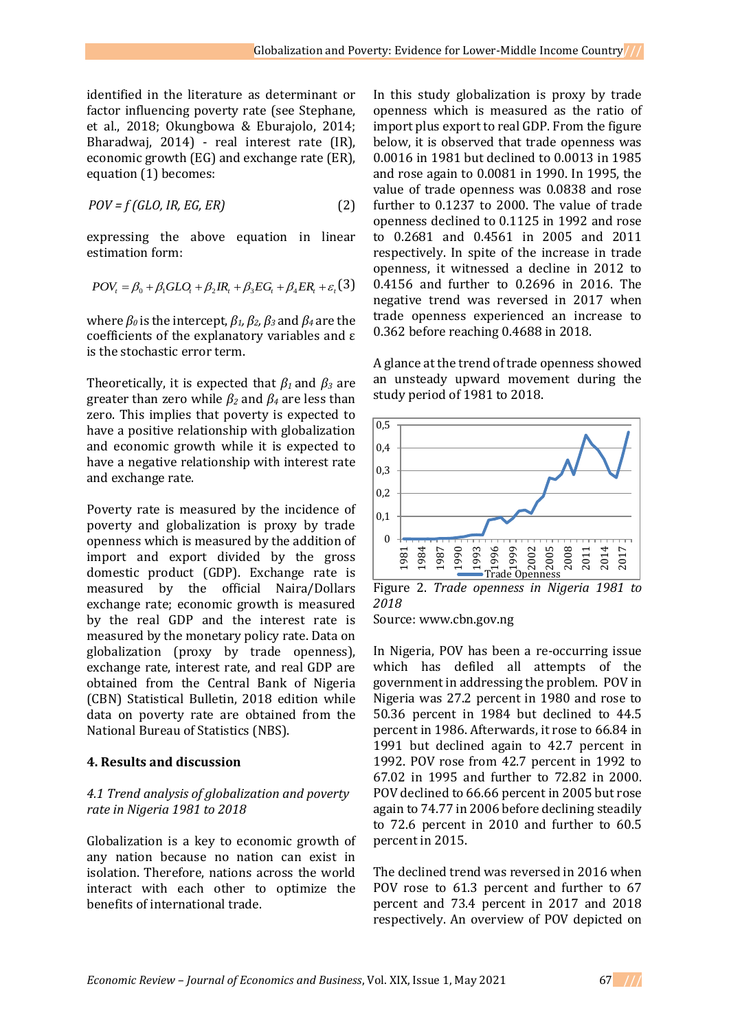identified in the literature as determinant or factor influencing poverty rate (see Stephane, et al., 2018; Okungbowa & Eburajolo, 2014; Bharadwaj, 2014) - real interest rate (IR), economic growth (EG) and exchange rate (ER), equation (1) becomes:

$$POV = f\,(GLO, IR, EG, ER) \qquad (2)$$

expressing the above equation in linear estimation form:

$$POV_t = \beta_0 + \beta_1 GLO_t + \beta_2 IR_t + \beta_3 EG_t + \beta_4 ER_t + \varepsilon_t \qquad (3)$$

where $\beta_0$ is the intercept, $\beta_1$, $\beta_2$, $\beta_3$ and $\beta_4$ are the coefficients of the explanatory variables and $\varepsilon$ is the stochastic error term.

Theoretically, it is expected that $\beta_1$ and $\beta_3$ are greater than zero while $\beta_2$ and $\beta_4$ are less than zero. This implies that poverty is expected to have a positive relationship with globalization and economic growth while it is expected to have a negative relationship with interest rate and exchange rate.

Poverty rate is measured by the incidence of poverty and globalization is proxy by trade openness which is measured by the addition of import and export divided by the gross domestic product (GDP). Exchange rate is measured by the official Naira/Dollars exchange rate; economic growth is measured by the real GDP and the interest rate is measured by the monetary policy rate. Data on globalization (proxy by trade openness), exchange rate, interest rate, and real GDP are obtained from the Central Bank of Nigeria (CBN) Statistical Bulletin, 2018 edition while data on poverty rate are obtained from the National Bureau of Statistics (NBS).

## 4. Results and discussion

### *4.1 Trend analysis of globalization and poverty rate in Nigeria 1981 to 2018*

Globalization is a key to economic growth of any nation because no nation can exist in isolation. Therefore, nations across the world interact with each other to optimize the benefits of international trade.

In this study globalization is proxy by trade openness which is measured as the ratio of import plus export to real GDP. From the figure below, it is observed that trade openness was 0.0016 in 1981 but declined to 0.0013 in 1985 and rose again to 0.0081 in 1990. In 1995, the value of trade openness was 0.0838 and rose further to 0.1237 to 2000. The value of trade openness declined to 0.1125 in 1992 and rose to 0.2681 and 0.4561 in 2005 and 2011 respectively. In spite of the increase in trade openness, it witnessed a decline in 2012 to 0.4156 and further to 0.2696 in 2016. The negative trend was reversed in 2017 when trade openness experienced an increase to 0.362 before reaching 0.4688 in 2018.

A glance at the trend of trade openness showed an unsteady upward movement during the study period of 1981 to 2018.

Figure 2. *Trade openness in Nigeria 1981 to 2018*

Source: www.cbn.gov.ng

In Nigeria, POV has been a re-occurring issue which has defiled all attempts of the government in addressing the problem. POV in Nigeria was 27.2 percent in 1980 and rose to 50.36 percent in 1984 but declined to 44.5 percent in 1986. Afterwards, it rose to 66.84 in 1991 but declined again to 42.7 percent in 1992. POV rose from 42.7 percent in 1992 to 67.02 in 1995 and further to 72.82 in 2000. POV declined to 66.66 percent in 2005 but rose again to 74.77 in 2006 before declining steadily to 72.6 percent in 2010 and further to 60.5 percent in 2015.

The declined trend was reversed in 2016 when POV rose to 61.3 percent and further to 67 percent and 73.4 percent in 2017 and 2018 respectively. An overview of POV depicted on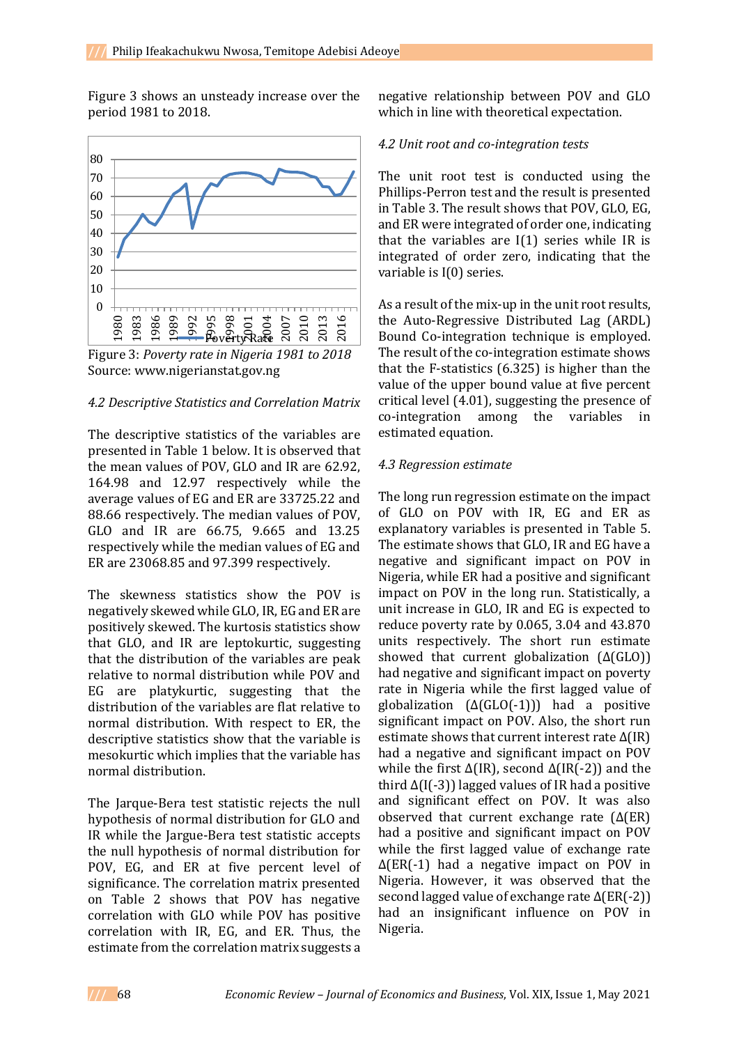Figure 3 shows an unsteady increase over the period 1981 to 2018.

Figure 3: *Poverty rate in Nigeria 1981 to 2018*
Source: www.nigerianstat.gov.ng

*4.2 Descriptive Statistics and Correlation Matrix*

The descriptive statistics of the variables are presented in Table 1 below. It is observed that the mean values of POV, GLO and IR are 62.92, 164.98 and 12.97 respectively while the average values of EG and ER are 33725.22 and 88.66 respectively. The median values of POV, GLO and IR are 66.75, 9.665 and 13.25 respectively while the median values of EG and ER are 23068.85 and 97.399 respectively.

The skewness statistics show the POV is negatively skewed while GLO, IR, EG and ER are positively skewed. The kurtosis statistics show that GLO, and IR are leptokurtic, suggesting that the distribution of the variables are peak relative to normal distribution while POV and EG are platykurtic, suggesting that the distribution of the variables are flat relative to normal distribution. With respect to ER, the descriptive statistics show that the variable is mesokurtic which implies that the variable has normal distribution.

The Jarque-Bera test statistic rejects the null hypothesis of normal distribution for GLO and IR while the Jargue-Bera test statistic accepts the null hypothesis of normal distribution for POV, EG, and ER at five percent level of significance. The correlation matrix presented on Table 2 shows that POV has negative correlation with GLO while POV has positive correlation with IR, EG, and ER. Thus, the estimate from the correlation matrix suggests a negative relationship between POV and GLO which in line with theoretical expectation.

*4.2 Unit root and co-integration tests*

The unit root test is conducted using the Phillips-Perron test and the result is presented in Table 3. The result shows that POV, GLO, EG, and ER were integrated of order one, indicating that the variables are I(1) series while IR is integrated of order zero, indicating that the variable is I(0) series.

As a result of the mix-up in the unit root results, the Auto-Regressive Distributed Lag (ARDL) Bound Co-integration technique is employed. The result of the co-integration estimate shows that the F-statistics (6.325) is higher than the value of the upper bound value at five percent critical level (4.01), suggesting the presence of co-integration among the variables in estimated equation.

*4.3 Regression estimate*

The long run regression estimate on the impact of GLO on POV with IR, EG and ER as explanatory variables is presented in Table 5. The estimate shows that GLO, IR and EG have a negative and significant impact on POV in Nigeria, while ER had a positive and significant impact on POV in the long run. Statistically, a unit increase in GLO, IR and EG is expected to reduce poverty rate by 0.065, 3.04 and 43.870 units respectively. The short run estimate showed that current globalization ($\Delta$(GLO)) had negative and significant impact on poverty rate in Nigeria while the first lagged value of globalization ($\Delta$(GLO(-1))) had a positive significant impact on POV. Also, the short run estimate shows that current interest rate $\Delta$(IR) had a negative and significant impact on POV while the first $\Delta$(IR), second $\Delta$(IR(-2)) and the third $\Delta$(I(-3)) lagged values of IR had a positive and significant effect on POV. It was also observed that current exchange rate ($\Delta$(ER) had a positive and significant impact on POV while the first lagged value of exchange rate $\Delta$(ER(-1) had a negative impact on POV in Nigeria. However, it was observed that the second lagged value of exchange rate $\Delta$(ER(-2)) had an insignificant influence on POV in Nigeria.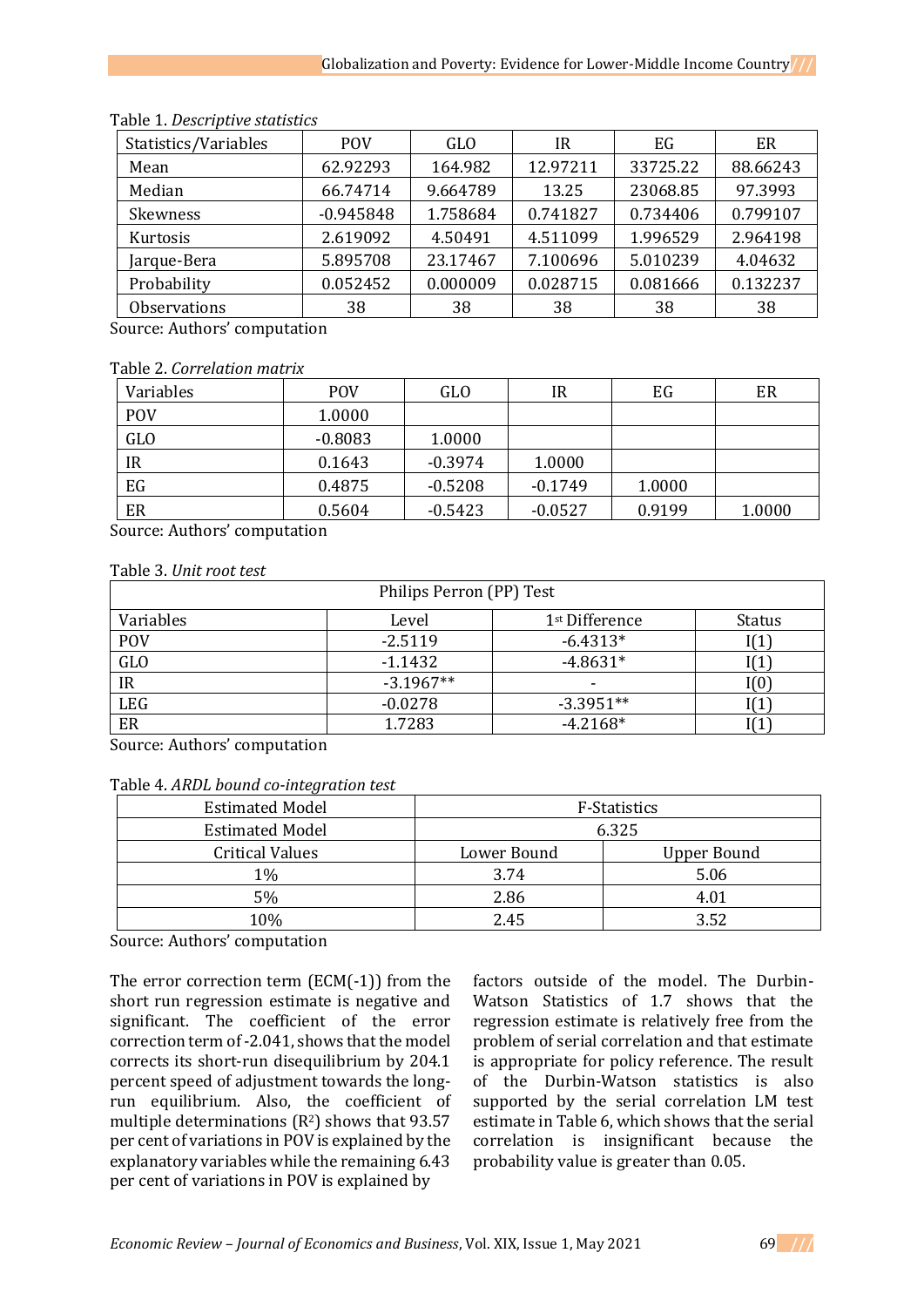Table 1. *Descriptive statistics*

| Statistics/Variables | POV | GLO | IR | EG | ER |
|---|---|---|---|---|---|
| Mean | 62.92293 | 164.982 | 12.97211 | 33725.22 | 88.66243 |
| Median | 66.74714 | 9.664789 | 13.25 | 23068.85 | 97.3993 |
| Skewness | -0.945848 | 1.758684 | 0.741827 | 0.734406 | 0.799107 |
| Kurtosis | 2.619092 | 4.50491 | 4.511099 | 1.996529 | 2.964198 |
| Jarque-Bera | 5.895708 | 23.17467 | 7.100696 | 5.010239 | 4.04632 |
| Probability | 0.052452 | 0.000009 | 0.028715 | 0.081666 | 0.132237 |
| Observations | 38 | 38 | 38 | 38 | 38 |

Source: Authors' computation

Table 2. *Correlation matrix*

| Variables | POV | GLO | IR | EG | ER |
|---|---|---|---|---|---|
| POV | 1.0000 | | | | |
| GLO | -0.8083 | 1.0000 | | | |
| IR | 0.1643 | -0.3974 | 1.0000 | | |
| EG | 0.4875 | -0.5208 | -0.1749 | 1.0000 | |
| ER | 0.5604 | -0.5423 | -0.0527 | 0.9199 | 1.0000 |

Source: Authors' computation

Table 3. *Unit root test*

| Philips Perron (PP) Test | | | |
|---|---|---|---|
| Variables | Level | 1st Difference | Status |
| POV | -2.5119 | -6.4313* | I(1) |
| GLO | -1.1432 | -4.8631* | I(1) |
| IR | -3.1967** | - | I(0) |
| LEG | -0.0278 | -3.3951** | I(1) |
| ER | 1.7283 | -4.2168* | I(1) |

Source: Authors' computation

Table 4. *ARDL bound co-integration test*

| Estimated Model | F-Statistics | |
|---|---|---|
| Estimated Model | 6.325 | |
| Critical Values | Lower Bound | Upper Bound |
| 1% | 3.74 | 5.06 |
| 5% | 2.86 | 4.01 |
| 10% | 2.45 | 3.52 |

Source: Authors' computation

The error correction term (ECM(-1)) from the short run regression estimate is negative and significant. The coefficient of the error correction term of -2.041, shows that the model corrects its short-run disequilibrium by 204.1 percent speed of adjustment towards the long-run equilibrium. Also, the coefficient of multiple determinations ($R^2$) shows that 93.57 per cent of variations in POV is explained by the explanatory variables while the remaining 6.43 per cent of variations in POV is explained by factors outside of the model. The Durbin-Watson Statistics of 1.7 shows that the regression estimate is relatively free from the problem of serial correlation and that estimate is appropriate for policy reference. The result of the Durbin-Watson statistics is also supported by the serial correlation LM test estimate in Table 6, which shows that the serial correlation is insignificant because the probability value is greater than 0.05.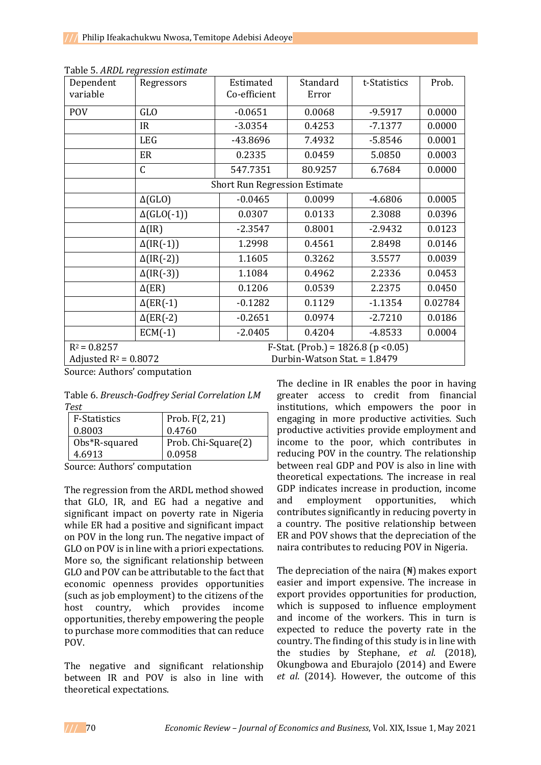Table 5. *ARDL regression estimate*

| Dependent variable | Regressors | Estimated Co-efficient | Standard Error | t-Statistics | Prob. |
|---|---|---|---|---|---|
| POV | GLO | -0.0651 | 0.0068 | -9.5917 | 0.0000 |
| | IR | -3.0354 | 0.4253 | -7.1377 | 0.0000 |
| | LEG | -43.8696 | 7.4932 | -5.8546 | 0.0001 |
| | ER | 0.2335 | 0.0459 | 5.0850 | 0.0003 |
| | C | 547.7351 | 80.9257 | 6.7684 | 0.0000 |
| | Short Run Regression Estimate | | | | |
| | Δ(GLO) | -0.0465 | 0.0099 | -4.6806 | 0.0005 |
| | Δ(GLO(-1)) | 0.0307 | 0.0133 | 2.3088 | 0.0396 |
| | Δ(IR) | -2.3547 | 0.8001 | -2.9432 | 0.0123 |
| | Δ(IR(-1)) | 1.2998 | 0.4561 | 2.8498 | 0.0146 |
| | Δ(IR(-2)) | 1.1605 | 0.3262 | 3.5577 | 0.0039 |
| | Δ(IR(-3)) | 1.1084 | 0.4962 | 2.2336 | 0.0453 |
| | Δ(ER) | 0.1206 | 0.0539 | 2.2375 | 0.0450 |
| | Δ(ER(-1) | -0.1282 | 0.1129 | -1.1354 | 0.02784 |
| | Δ(ER(-2) | -0.2651 | 0.0974 | -2.7210 | 0.0186 |
| | ECM(-1) | -2.0405 | 0.4204 | -4.8533 | 0.0004 |
| $R^2 = 0.8257$ Adjusted $R^2 = 0.8072$ | | F-Stat. (Prob.) = 1826.8 ($p < 0.05$) Durbin-Watson Stat. = 1.8479 | | | |

Source: Authors' computation

Table 6. *Breusch-Godfrey Serial Correlation LM Test*

| F-Statistics | Prob. F(2, 21) |
|---|---|
| 0.8003 | 0.4760 |
| Obs*R-squared | Prob. Chi-Square(2) |
| 4.6913 | 0.0958 |

Source: Authors' computation

The regression from the ARDL method showed that GLO, IR, and EG had a negative and significant impact on poverty rate in Nigeria while ER had a positive and significant impact on POV in the long run. The negative impact of GLO on POV is in line with a priori expectations. More so, the significant relationship between GLO and POV can be attributable to the fact that economic openness provides opportunities (such as job employment) to the citizens of the host country, which provides income opportunities, thereby empowering the people to purchase more commodities that can reduce POV.

The negative and significant relationship between IR and POV is also in line with theoretical expectations. The decline in IR enables the poor in having greater access to credit from financial institutions, which empowers the poor in engaging in more productive activities. Such productive activities provide employment and income to the poor, which contributes in reducing POV in the country. The relationship between real GDP and POV is also in line with theoretical expectations. The increase in real GDP indicates increase in production, income and employment opportunities, which contributes significantly in reducing poverty in a country. The positive relationship between ER and POV shows that the depreciation of the naira contributes to reducing POV in Nigeria.

The depreciation of the naira (₦) makes export easier and import expensive. The increase in export provides opportunities for production, which is supposed to influence employment and income of the workers. This in turn is expected to reduce the poverty rate in the country. The finding of this study is in line with the studies by Stephane, *et al.* (2018), Okungbowa and Eburajolo (2014) and Ewere *et al.* (2014). However, the outcome of this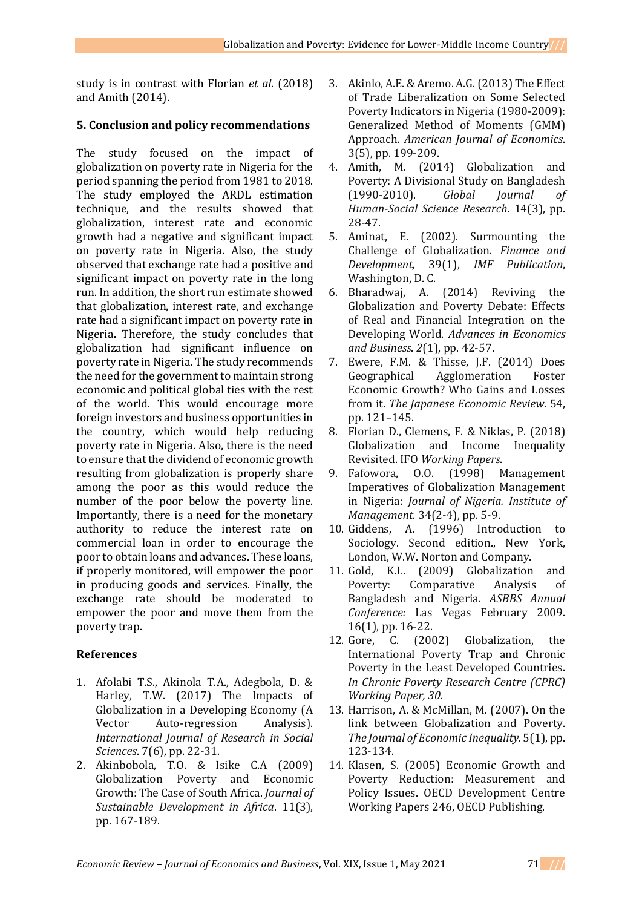study is in contrast with Florian *et al*. (2018) and Amith (2014).

## 5. Conclusion and policy recommendations

The study focused on the impact of globalization on poverty rate in Nigeria for the period spanning the period from 1981 to 2018. The study employed the ARDL estimation technique, and the results showed that globalization, interest rate and economic growth had a negative and significant impact on poverty rate in Nigeria. Also, the study observed that exchange rate had a positive and significant impact on poverty rate in the long run. In addition, the short run estimate showed that globalization, interest rate, and exchange rate had a significant impact on poverty rate in Nigeria**.** Therefore, the study concludes that globalization had significant influence on poverty rate in Nigeria. The study recommends the need for the government to maintain strong economic and political global ties with the rest of the world. This would encourage more foreign investors and business opportunities in the country, which would help reducing poverty rate in Nigeria. Also, there is the need to ensure that the dividend of economic growth resulting from globalization is properly share among the poor as this would reduce the number of the poor below the poverty line. Importantly, there is a need for the monetary authority to reduce the interest rate on commercial loan in order to encourage the poor to obtain loans and advances. These loans, if properly monitored, will empower the poor in producing goods and services. Finally, the exchange rate should be moderated to empower the poor and move them from the poverty trap.

## References

1. Afolabi T.S., Akinola T.A., Adegbola, D. & Harley, T.W. (2017) The Impacts of Globalization in a Developing Economy (A Vector Auto-regression Analysis). *International Journal of Research in Social Sciences*. 7(6), pp. 22-31.
2. Akinbobola, T.O. & Isike C.A (2009) Globalization Poverty and Economic Growth: The Case of South Africa. *Journal of Sustainable Development in Africa*. 11(3), pp. 167-189.
3. Akinlo, A.E. & Aremo. A.G. (2013) The Effect of Trade Liberalization on Some Selected Poverty Indicators in Nigeria (1980-2009): Generalized Method of Moments (GMM) Approach. *American Journal of Economics*. 3(5), pp. 199-209.
4. Amith, M. (2014) Globalization and Poverty: A Divisional Study on Bangladesh (1990-2010). *Global Journal of Human-Social Science Research*. 14(3), pp. 28-47.
5. Aminat, E. (2002). Surmounting the Challenge of Globalization. *Finance and Development,* 39(1), *IMF Publication*, Washington, D. C.
6. Bharadwaj, A. (2014) Reviving the Globalization and Poverty Debate: Effects of Real and Financial Integration on the Developing World. *Advances in Economics and Business*. *2*(1), pp. 42-57.
7. Ewere, F.M. & Thisse, J.F. (2014) Does Geographical Agglomeration Foster Economic Growth? Who Gains and Losses from it. *The Japanese Economic Review*. 54, pp. 121–145.
8. Florian D., Clemens, F. & Niklas, P. (2018) Globalization and Income Inequality Revisited. IFO *Working Papers*.
9. Fafowora, O.O. (1998) Management Imperatives of Globalization Management in Nigeria: *Journal of Nigeria. Institute of Management*. 34(2-4), pp. 5-9.
10. Giddens, A. (1996) Introduction to Sociology. Second edition., New York, London, W.W. Norton and Company.
11. Gold, K.L. (2009) Globalization and Poverty: Comparative Analysis of Bangladesh and Nigeria. *ASBBS Annual Conference:* Las Vegas February 2009. 16(1), pp. 16-22.
12. Gore, C. (2002) Globalization, the International Poverty Trap and Chronic Poverty in the Least Developed Countries. *In Chronic Poverty Research Centre (CPRC) Working Paper, 30.*
13. Harrison, A. & McMillan, M. (2007). On the link between Globalization and Poverty. *The Journal of Economic Inequality*. 5(1), pp. 123-134.
14. Klasen, S. (2005) Economic Growth and Poverty Reduction: Measurement and Policy Issues. OECD Development Centre Working Papers 246, OECD Publishing.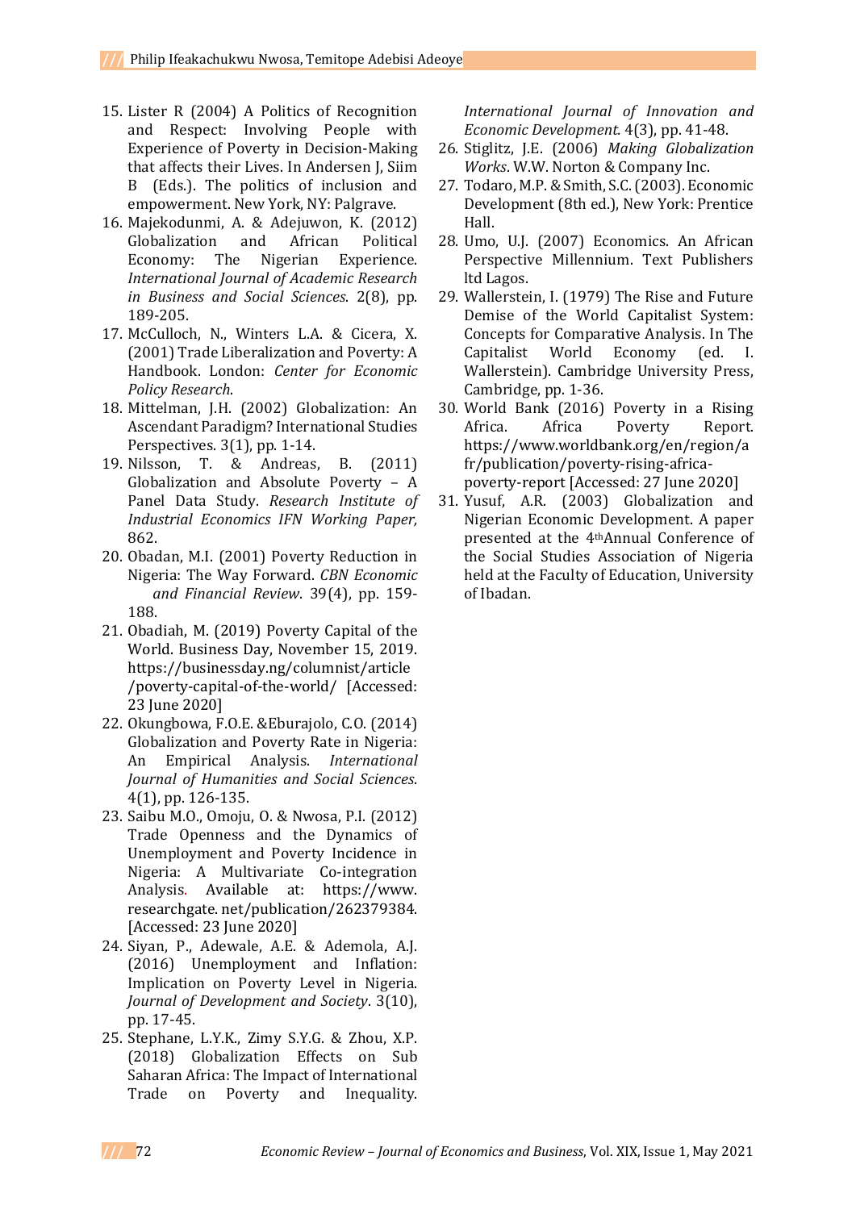15. Lister R (2004) A Politics of Recognition and Respect: Involving People with Experience of Poverty in Decision-Making that affects their Lives. In Andersen J, Siim B (Eds.). The politics of inclusion and empowerment. New York, NY: Palgrave.
16. Majekodunmi, A. & Adejuwon, K. (2012) Globalization and African Political Economy: The Nigerian Experience. *International Journal of Academic Research in Business and Social Sciences*. 2(8), pp. 189-205.
17. McCulloch, N., Winters L.A. & Cicera, X. (2001) Trade Liberalization and Poverty: A Handbook. London: *Center for Economic Policy Research*.
18. Mittelman, J.H. (2002) Globalization: An Ascendant Paradigm? International Studies Perspectives. 3(1), pp. 1-14.
19. Nilsson, T. & Andreas, B. (2011) Globalization and Absolute Poverty – A Panel Data Study. *Research Institute of Industrial Economics IFN Working Paper,* 862.
20. Obadan, M.I. (2001) Poverty Reduction in Nigeria: The Way Forward. *CBN Economic and Financial Review*. 39(4), pp. 159-188.
21. Obadiah, M. (2019) Poverty Capital of the World. Business Day, November 15, 2019. https://businessday.ng/columnist/article/poverty-capital-of-the-world/ [Accessed: 23 June 2020]
22. Okungbowa, F.O.E. &Eburajolo, C.O. (2014) Globalization and Poverty Rate in Nigeria: An Empirical Analysis. *International Journal of Humanities and Social Sciences*. 4(1), pp. 126-135.
23. Saibu M.O., Omoju, O. & Nwosa, P.I. (2012) Trade Openness and the Dynamics of Unemployment and Poverty Incidence in Nigeria: A Multivariate Co-integration Analysis. Available at: https://www.researchgate.net/publication/262379384. [Accessed: 23 June 2020]
24. Siyan, P., Adewale, A.E. & Ademola, A.J. (2016) Unemployment and Inflation: Implication on Poverty Level in Nigeria. *Journal of Development and Society*. 3(10), pp. 17-45.
25. Stephane, L.Y.K., Zimy S.Y.G. & Zhou, X.P. (2018) Globalization Effects on Sub Saharan Africa: The Impact of International Trade on Poverty and Inequality. *International Journal of Innovation and Economic Development*. 4(3), pp. 41-48.
26. Stiglitz, J.E. (2006) *Making Globalization Works*. W.W. Norton & Company Inc.
27. Todaro, M.P. & Smith, S.C. (2003). Economic Development (8th ed.), New York: Prentice Hall.
28. Umo, U.J. (2007) Economics. An African Perspective Millennium. Text Publishers ltd Lagos.
29. Wallerstein, I. (1979) The Rise and Future Demise of the World Capitalist System: Concepts for Comparative Analysis. In The Capitalist World Economy (ed. I. Wallerstein). Cambridge University Press, Cambridge, pp. 1-36.
30. World Bank (2016) Poverty in a Rising Africa. Africa Poverty Report. https://www.worldbank.org/en/region/afr/publication/poverty-rising-africa-poverty-report [Accessed: 27 June 2020]
31. Yusuf, A.R. (2003) Globalization and Nigerian Economic Development. A paper presented at the 4th Annual Conference of the Social Studies Association of Nigeria held at the Faculty of Education, University of Ibadan.